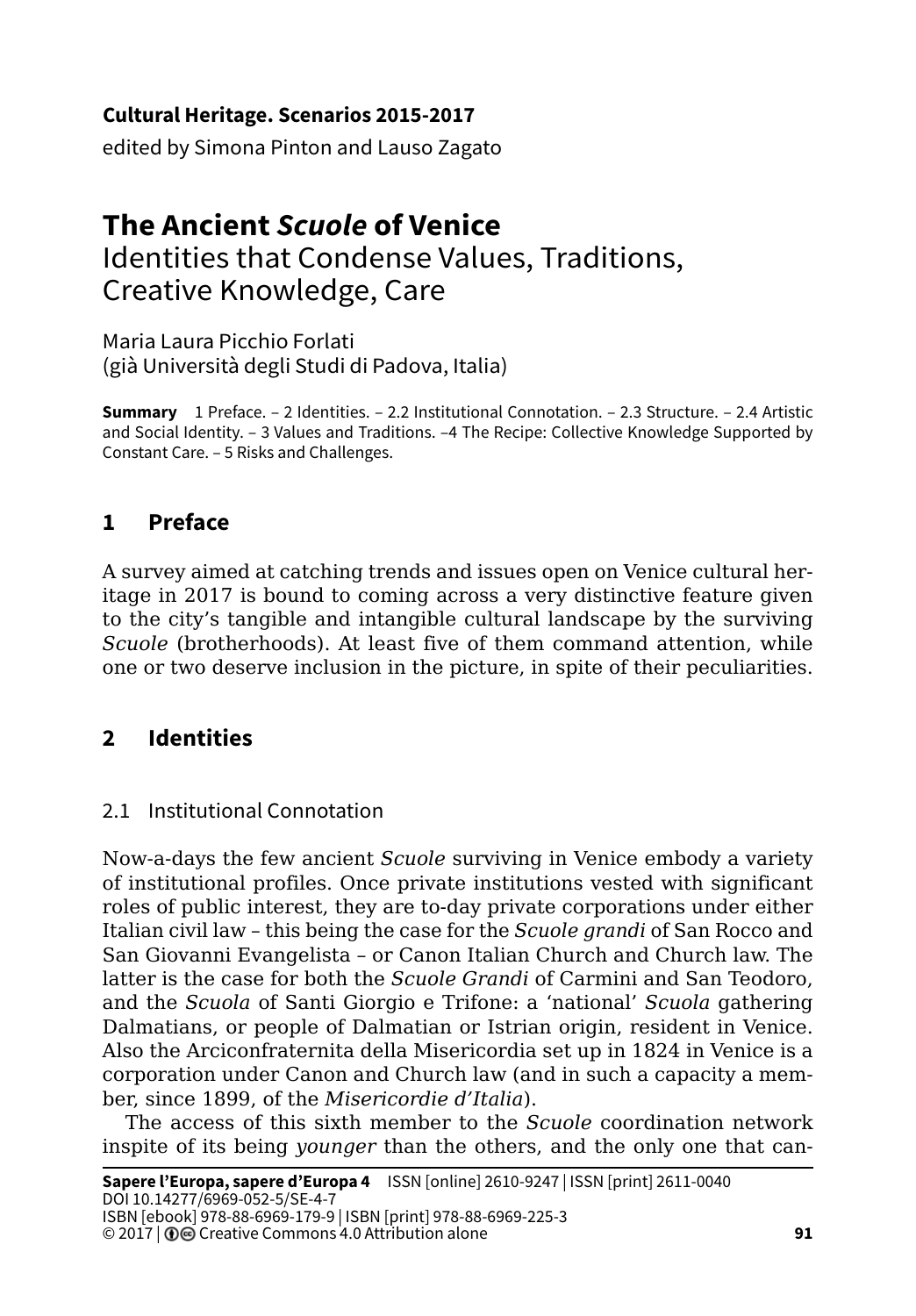**Cultural Heritage. Scenarios 2015-2017**

edited by Simona Pinton and Lauso Zagato

# The Ancient *Scuole* of Venice
Identities that Condense Values, Traditions, Creative Knowledge, Care

Maria Laura Picchio Forlati
(già Università degli Studi di Padova, Italia)

**Summary** 1 Preface. – 2 Identities. – 2.2 Institutional Connotation. – 2.3 Structure. – 2.4 Artistic and Social Identity. – 3 Values and Traditions. –4 The Recipe: Collective Knowledge Supported by Constant Care. – 5 Risks and Challenges.

## 1 Preface

A survey aimed at catching trends and issues open on Venice cultural heritage in 2017 is bound to coming across a very distinctive feature given to the city's tangible and intangible cultural landscape by the surviving *Scuole* (brotherhoods). At least five of them command attention, while one or two deserve inclusion in the picture, in spite of their peculiarities.

## 2 Identities

### 2.1 Institutional Connotation

Now-a-days the few ancient *Scuole* surviving in Venice embody a variety of institutional profiles. Once private institutions vested with significant roles of public interest, they are to-day private corporations under either Italian civil law – this being the case for the *Scuole grandi* of San Rocco and San Giovanni Evangelista – or Canon Italian Church and Church law. The latter is the case for both the *Scuole Grandi* of Carmini and San Teodoro, and the *Scuola* of Santi Giorgio e Trifone: a 'national' *Scuola* gathering Dalmatians, or people of Dalmatian or Istrian origin, resident in Venice. Also the Arciconfraternita della Misericordia set up in 1824 in Venice is a corporation under Canon and Church law (and in such a capacity a member, since 1899, of the *Misericordie d'Italia*).

The access of this sixth member to the *Scuole* coordination network inspite of its being *younger* than the others, and the only one that can-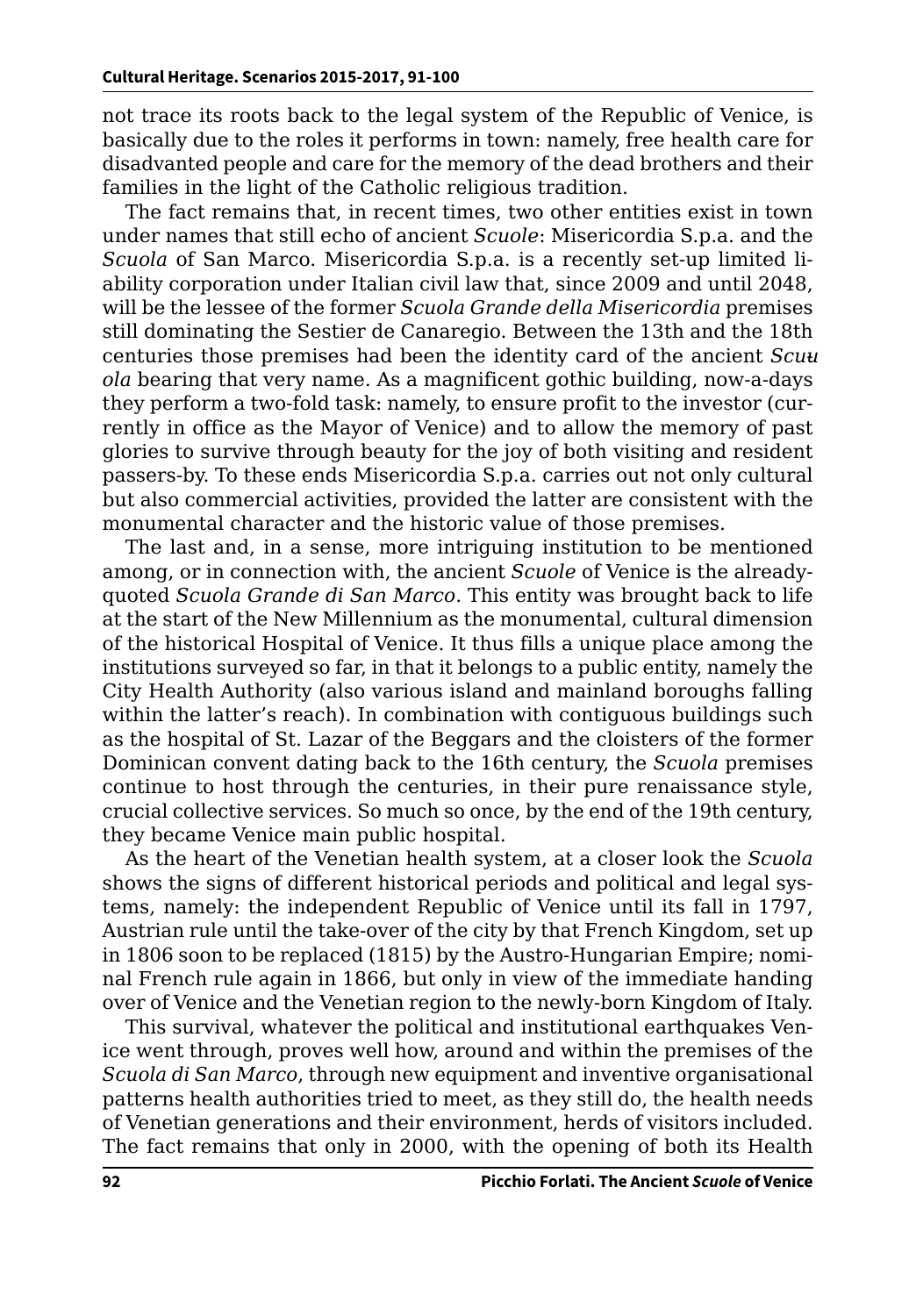not trace its roots back to the legal system of the Republic of Venice, is basically due to the roles it performs in town: namely, free health care for disadvanted people and care for the memory of the dead brothers and their families in the light of the Catholic religious tradition.

The fact remains that, in recent times, two other entities exist in town under names that still echo of ancient *Scuole*: Misericordia S.p.a. and the *Scuola* of San Marco. Misericordia S.p.a. is a recently set-up limited liability corporation under Italian civil law that, since 2009 and until 2048, will be the lessee of the former *Scuola Grande della Misericordia* premises still dominating the Sestier de Canaregio. Between the 13th and the 18th centuries those premises had been the identity card of the ancient *Scuola* bearing that very name. As a magnificent gothic building, now-a-days they perform a two-fold task: namely, to ensure profit to the investor (currently in office as the Mayor of Venice) and to allow the memory of past glories to survive through beauty for the joy of both visiting and resident passers-by. To these ends Misericordia S.p.a. carries out not only cultural but also commercial activities, provided the latter are consistent with the monumental character and the historic value of those premises.

The last and, in a sense, more intriguing institution to be mentioned among, or in connection with, the ancient *Scuole* of Venice is the already-quoted *Scuola Grande di San Marco*. This entity was brought back to life at the start of the New Millennium as the monumental, cultural dimension of the historical Hospital of Venice. It thus fills a unique place among the institutions surveyed so far, in that it belongs to a public entity, namely the City Health Authority (also various island and mainland boroughs falling within the latter's reach). In combination with contiguous buildings such as the hospital of St. Lazar of the Beggars and the cloisters of the former Dominican convent dating back to the 16th century, the *Scuola* premises continue to host through the centuries, in their pure renaissance style, crucial collective services. So much so once, by the end of the 19th century, they became Venice main public hospital.

As the heart of the Venetian health system, at a closer look the *Scuola* shows the signs of different historical periods and political and legal systems, namely: the independent Republic of Venice until its fall in 1797, Austrian rule until the take-over of the city by that French Kingdom, set up in 1806 soon to be replaced (1815) by the Austro-Hungarian Empire; nominal French rule again in 1866, but only in view of the immediate handing over of Venice and the Venetian region to the newly-born Kingdom of Italy.

This survival, whatever the political and institutional earthquakes Venice went through, proves well how, around and within the premises of the *Scuola di San Marco*, through new equipment and inventive organisational patterns health authorities tried to meet, as they still do, the health needs of Venetian generations and their environment, herds of visitors included. The fact remains that only in 2000, with the opening of both its Health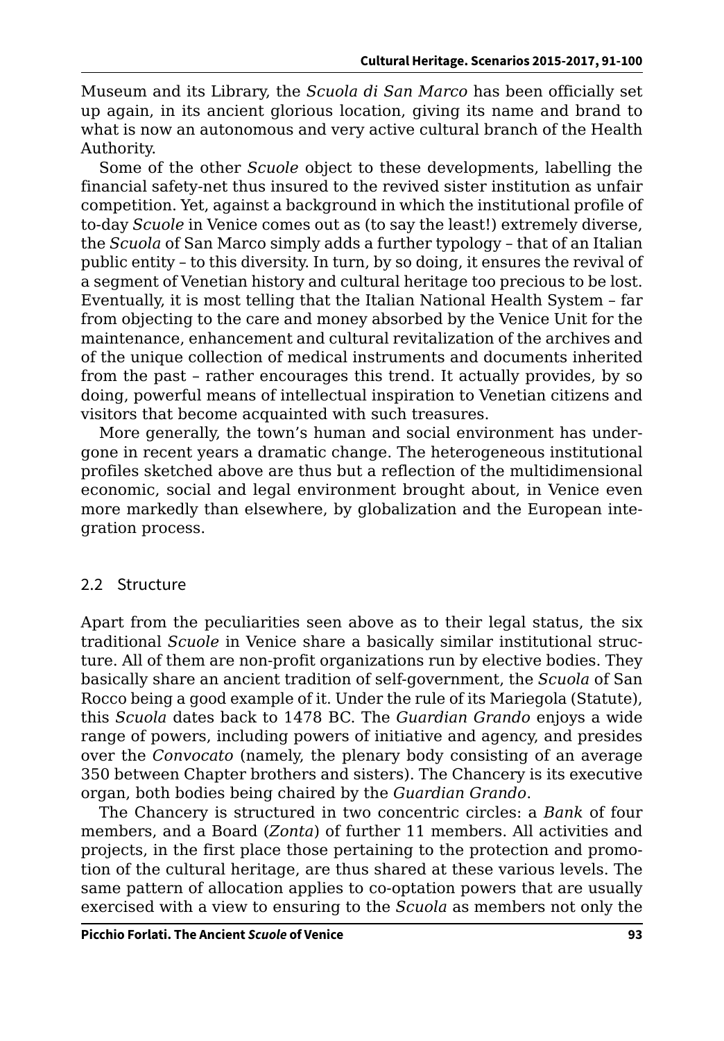Museum and its Library, the *Scuola di San Marco* has been officially set up again, in its ancient glorious location, giving its name and brand to what is now an autonomous and very active cultural branch of the Health Authority.

Some of the other *Scuole* object to these developments, labelling the financial safety-net thus insured to the revived sister institution as unfair competition. Yet, against a background in which the institutional profile of to-day *Scuole* in Venice comes out as (to say the least!) extremely diverse, the *Scuola* of San Marco simply adds a further typology – that of an Italian public entity – to this diversity. In turn, by so doing, it ensures the revival of a segment of Venetian history and cultural heritage too precious to be lost. Eventually, it is most telling that the Italian National Health System – far from objecting to the care and money absorbed by the Venice Unit for the maintenance, enhancement and cultural revitalization of the archives and of the unique collection of medical instruments and documents inherited from the past – rather encourages this trend. It actually provides, by so doing, powerful means of intellectual inspiration to Venetian citizens and visitors that become acquainted with such treasures.

More generally, the town's human and social environment has undergone in recent years a dramatic change. The heterogeneous institutional profiles sketched above are thus but a reflection of the multidimensional economic, social and legal environment brought about, in Venice even more markedly than elsewhere, by globalization and the European integration process.

## 2.2 Structure

Apart from the peculiarities seen above as to their legal status, the six traditional *Scuole* in Venice share a basically similar institutional structure. All of them are non-profit organizations run by elective bodies. They basically share an ancient tradition of self-government, the *Scuola* of San Rocco being a good example of it. Under the rule of its Mariegola (Statute), this *Scuola* dates back to 1478 BC. The *Guardian Grando* enjoys a wide range of powers, including powers of initiative and agency, and presides over the *Convocato* (namely, the plenary body consisting of an average 350 between Chapter brothers and sisters). The Chancery is its executive organ, both bodies being chaired by the *Guardian Grando*.

The Chancery is structured in two concentric circles: a *Bank* of four members, and a Board (*Zonta*) of further 11 members. All activities and projects, in the first place those pertaining to the protection and promotion of the cultural heritage, are thus shared at these various levels. The same pattern of allocation applies to co-optation powers that are usually exercised with a view to ensuring to the *Scuola* as members not only the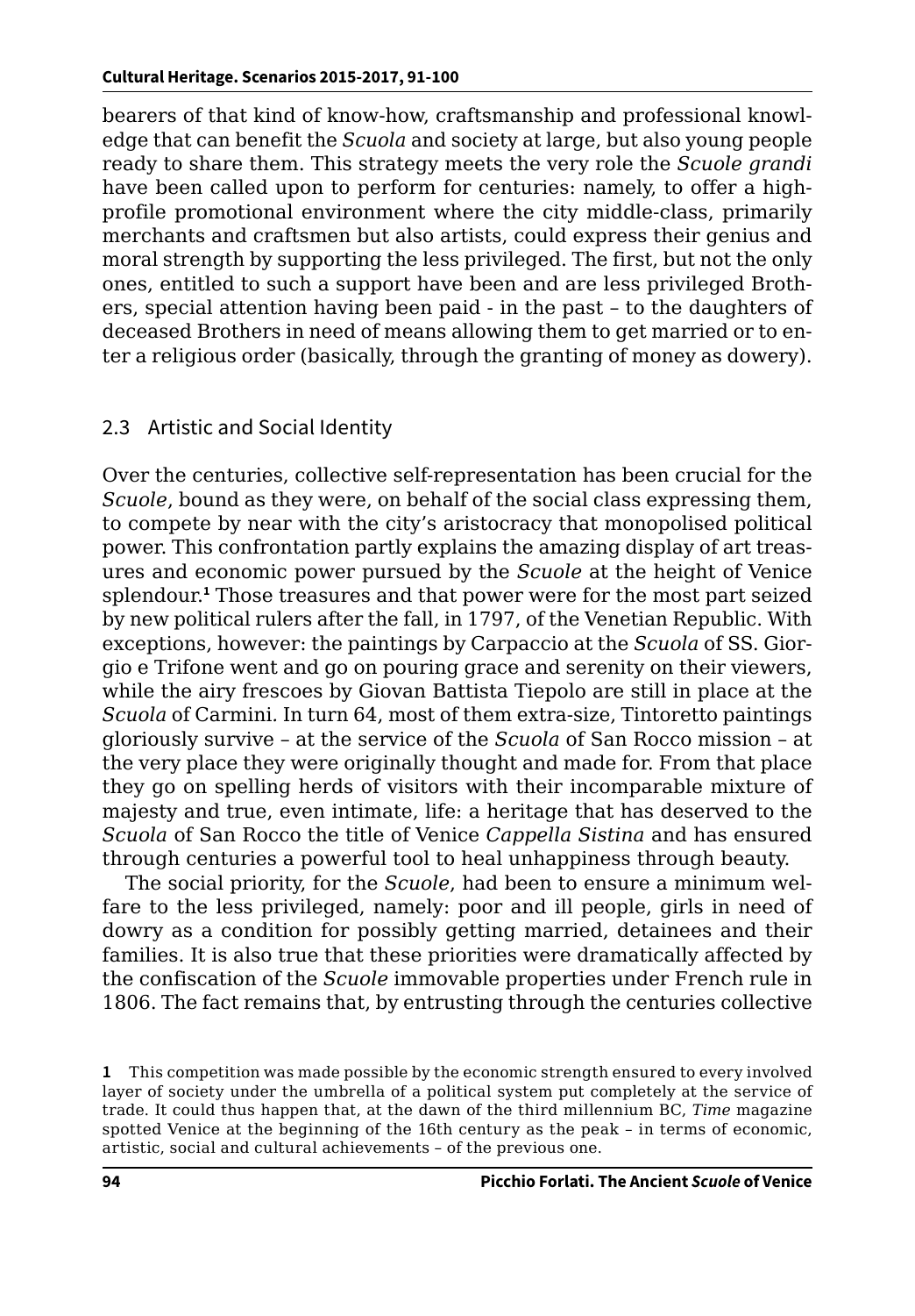bearers of that kind of know-how, craftsmanship and professional knowledge that can benefit the *Scuola* and society at large, but also young people ready to share them. This strategy meets the very role the *Scuole grandi* have been called upon to perform for centuries: namely, to offer a high-profile promotional environment where the city middle-class, primarily merchants and craftsmen but also artists, could express their genius and moral strength by supporting the less privileged. The first, but not the only ones, entitled to such a support have been and are less privileged Brothers, special attention having been paid - in the past – to the daughters of deceased Brothers in need of means allowing them to get married or to enter a religious order (basically, through the granting of money as dowery).

## 2.3 Artistic and Social Identity

Over the centuries, collective self-representation has been crucial for the *Scuole*, bound as they were, on behalf of the social class expressing them, to compete by near with the city's aristocracy that monopolised political power. This confrontation partly explains the amazing display of art treasures and economic power pursued by the *Scuole* at the height of Venice splendour.[1] Those treasures and that power were for the most part seized by new political rulers after the fall, in 1797, of the Venetian Republic. With exceptions, however: the paintings by Carpaccio at the *Scuola* of SS. Giorgio e Trifone went and go on pouring grace and serenity on their viewers, while the airy frescoes by Giovan Battista Tiepolo are still in place at the *Scuola* of Carmini. In turn 64, most of them extra-size, Tintoretto paintings gloriously survive – at the service of the *Scuola* of San Rocco mission – at the very place they were originally thought and made for. From that place they go on spelling herds of visitors with their incomparable mixture of majesty and true, even intimate, life: a heritage that has deserved to the *Scuola* of San Rocco the title of Venice *Cappella Sistina* and has ensured through centuries a powerful tool to heal unhappiness through beauty.

The social priority, for the *Scuole*, had been to ensure a minimum welfare to the less privileged, namely: poor and ill people, girls in need of dowry as a condition for possibly getting married, detainees and their families. It is also true that these priorities were dramatically affected by the confiscation of the *Scuole* immovable properties under French rule in 1806. The fact remains that, by entrusting through the centuries collective

**1** This competition was made possible by the economic strength ensured to every involved layer of society under the umbrella of a political system put completely at the service of trade. It could thus happen that, at the dawn of the third millennium BC, *Time* magazine spotted Venice at the beginning of the 16th century as the peak – in terms of economic, artistic, social and cultural achievements – of the previous one.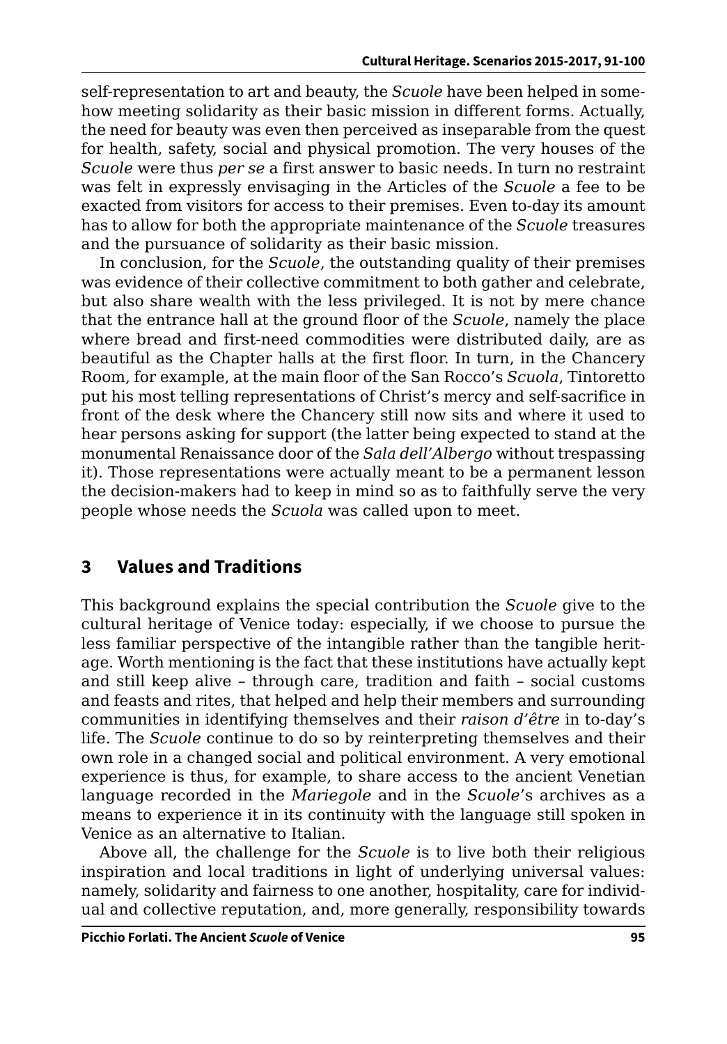self-representation to art and beauty, the *Scuole* have been helped in somehow meeting solidarity as their basic mission in different forms. Actually, the need for beauty was even then perceived as inseparable from the quest for health, safety, social and physical promotion. The very houses of the *Scuole* were thus *per se* a first answer to basic needs. In turn no restraint was felt in expressly envisaging in the Articles of the *Scuole* a fee to be exacted from visitors for access to their premises. Even to-day its amount has to allow for both the appropriate maintenance of the *Scuole* treasures and the pursuance of solidarity as their basic mission.

In conclusion, for the *Scuole*, the outstanding quality of their premises was evidence of their collective commitment to both gather and celebrate, but also share wealth with the less privileged. It is not by mere chance that the entrance hall at the ground floor of the *Scuole*, namely the place where bread and first-need commodities were distributed daily, are as beautiful as the Chapter halls at the first floor. In turn, in the Chancery Room, for example, at the main floor of the San Rocco's *Scuola*, Tintoretto put his most telling representations of Christ's mercy and self-sacrifice in front of the desk where the Chancery still now sits and where it used to hear persons asking for support (the latter being expected to stand at the monumental Renaissance door of the *Sala dell'Albergo* without trespassing it). Those representations were actually meant to be a permanent lesson the decision-makers had to keep in mind so as to faithfully serve the very people whose needs the *Scuola* was called upon to meet.

## 3 Values and Traditions

This background explains the special contribution the *Scuole* give to the cultural heritage of Venice today: especially, if we choose to pursue the less familiar perspective of the intangible rather than the tangible heritage. Worth mentioning is the fact that these institutions have actually kept and still keep alive – through care, tradition and faith – social customs and feasts and rites, that helped and help their members and surrounding communities in identifying themselves and their *raison d'être* in to-day's life. The *Scuole* continue to do so by reinterpreting themselves and their own role in a changed social and political environment. A very emotional experience is thus, for example, to share access to the ancient Venetian language recorded in the *Mariegole* and in the *Scuole*'s archives as a means to experience it in its continuity with the language still spoken in Venice as an alternative to Italian.

Above all, the challenge for the *Scuole* is to live both their religious inspiration and local traditions in light of underlying universal values: namely, solidarity and fairness to one another, hospitality, care for individual and collective reputation, and, more generally, responsibility towards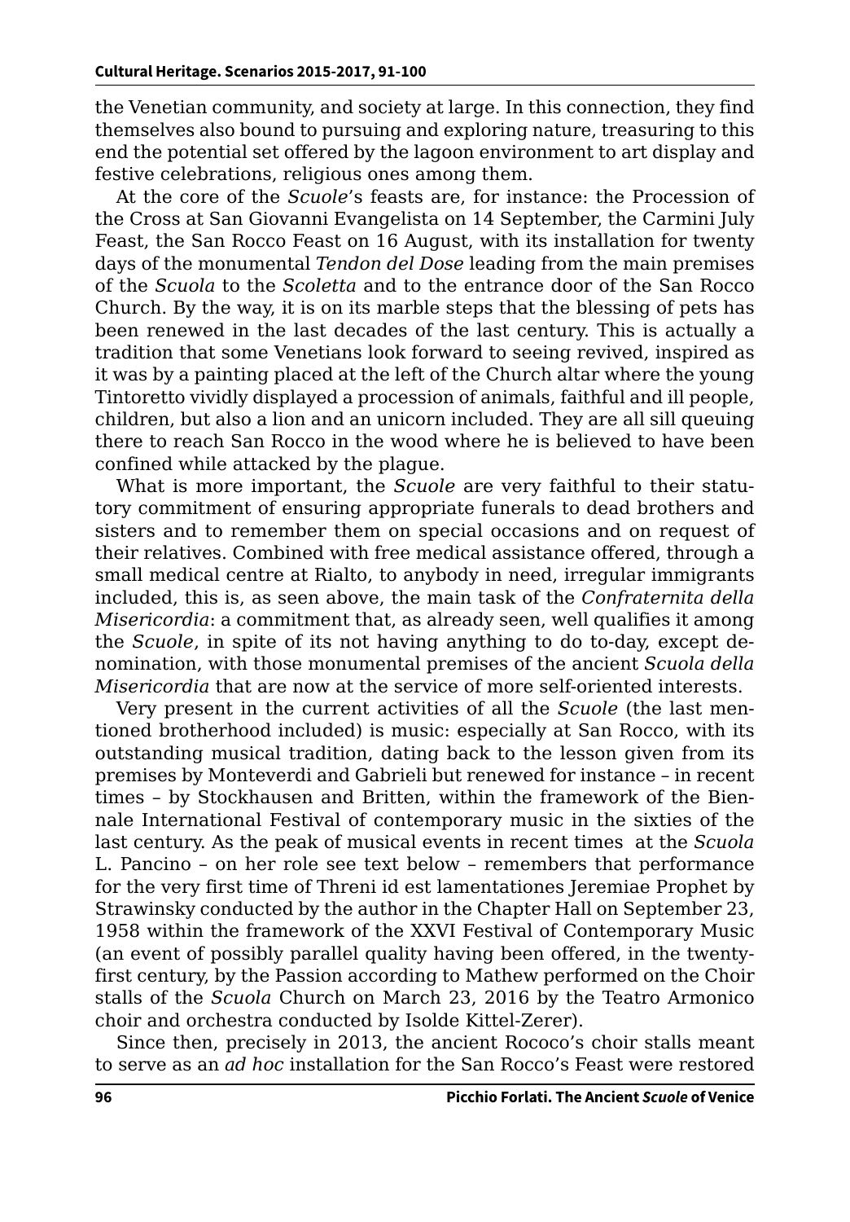the Venetian community, and society at large. In this connection, they find themselves also bound to pursuing and exploring nature, treasuring to this end the potential set offered by the lagoon environment to art display and festive celebrations, religious ones among them.

At the core of the *Scuole*'s feasts are, for instance: the Procession of the Cross at San Giovanni Evangelista on 14 September, the Carmini July Feast, the San Rocco Feast on 16 August, with its installation for twenty days of the monumental *Tendon del Dose* leading from the main premises of the *Scuola* to the *Scoletta* and to the entrance door of the San Rocco Church. By the way, it is on its marble steps that the blessing of pets has been renewed in the last decades of the last century. This is actually a tradition that some Venetians look forward to seeing revived, inspired as it was by a painting placed at the left of the Church altar where the young Tintoretto vividly displayed a procession of animals, faithful and ill people, children, but also a lion and an unicorn included. They are all sill queuing there to reach San Rocco in the wood where he is believed to have been confined while attacked by the plague.

What is more important, the *Scuole* are very faithful to their statutory commitment of ensuring appropriate funerals to dead brothers and sisters and to remember them on special occasions and on request of their relatives. Combined with free medical assistance offered, through a small medical centre at Rialto, to anybody in need, irregular immigrants included, this is, as seen above, the main task of the *Confraternita della Misericordia*: a commitment that, as already seen, well qualifies it among the *Scuole*, in spite of its not having anything to do to-day, except denomination, with those monumental premises of the ancient *Scuola della Misericordia* that are now at the service of more self-oriented interests.

Very present in the current activities of all the *Scuole* (the last mentioned brotherhood included) is music: especially at San Rocco, with its outstanding musical tradition, dating back to the lesson given from its premises by Monteverdi and Gabrieli but renewed for instance – in recent times – by Stockhausen and Britten, within the framework of the Biennale International Festival of contemporary music in the sixties of the last century. As the peak of musical events in recent times at the *Scuola* L. Pancino – on her role see text below – remembers that performance for the very first time of Threni id est lamentationes Jeremiae Prophet by Strawinsky conducted by the author in the Chapter Hall on September 23, 1958 within the framework of the XXVI Festival of Contemporary Music (an event of possibly parallel quality having been offered, in the twenty-first century, by the Passion according to Mathew performed on the Choir stalls of the *Scuola* Church on March 23, 2016 by the Teatro Armonico choir and orchestra conducted by Isolde Kittel-Zerer).

Since then, precisely in 2013, the ancient Rococo's choir stalls meant to serve as an *ad hoc* installation for the San Rocco's Feast were restored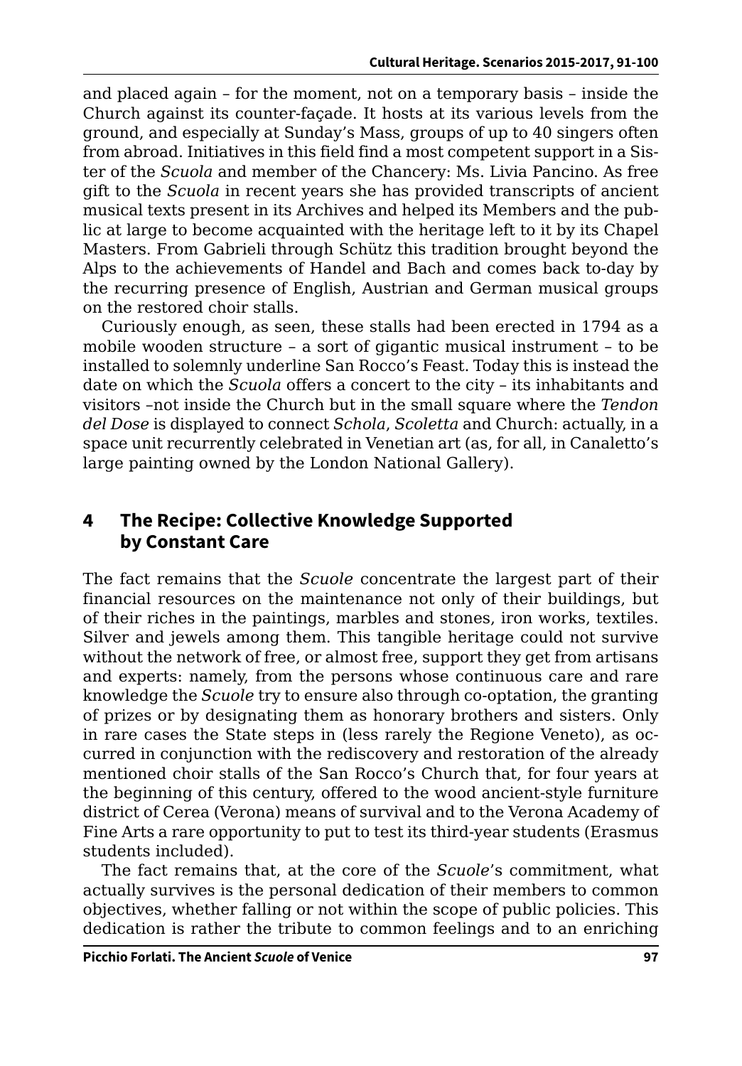and placed again – for the moment, not on a temporary basis – inside the Church against its counter-façade. It hosts at its various levels from the ground, and especially at Sunday's Mass, groups of up to 40 singers often from abroad. Initiatives in this field find a most competent support in a Sister of the *Scuola* and member of the Chancery: Ms. Livia Pancino. As free gift to the *Scuola* in recent years she has provided transcripts of ancient musical texts present in its Archives and helped its Members and the public at large to become acquainted with the heritage left to it by its Chapel Masters. From Gabrieli through Schütz this tradition brought beyond the Alps to the achievements of Handel and Bach and comes back to-day by the recurring presence of English, Austrian and German musical groups on the restored choir stalls.

Curiously enough, as seen, these stalls had been erected in 1794 as a mobile wooden structure – a sort of gigantic musical instrument – to be installed to solemnly underline San Rocco's Feast. Today this is instead the date on which the *Scuola* offers a concert to the city – its inhabitants and visitors –not inside the Church but in the small square where the *Tendon del Dose* is displayed to connect *Schola*, *Scoletta* and Church: actually, in a space unit recurrently celebrated in Venetian art (as, for all, in Canaletto's large painting owned by the London National Gallery).

## 4 The Recipe: Collective Knowledge Supported by Constant Care

The fact remains that the *Scuole* concentrate the largest part of their financial resources on the maintenance not only of their buildings, but of their riches in the paintings, marbles and stones, iron works, textiles. Silver and jewels among them. This tangible heritage could not survive without the network of free, or almost free, support they get from artisans and experts: namely, from the persons whose continuous care and rare knowledge the *Scuole* try to ensure also through co-optation, the granting of prizes or by designating them as honorary brothers and sisters. Only in rare cases the State steps in (less rarely the Regione Veneto), as occurred in conjunction with the rediscovery and restoration of the already mentioned choir stalls of the San Rocco's Church that, for four years at the beginning of this century, offered to the wood ancient-style furniture district of Cerea (Verona) means of survival and to the Verona Academy of Fine Arts a rare opportunity to put to test its third-year students (Erasmus students included).

The fact remains that, at the core of the *Scuole*'s commitment, what actually survives is the personal dedication of their members to common objectives, whether falling or not within the scope of public policies. This dedication is rather the tribute to common feelings and to an enriching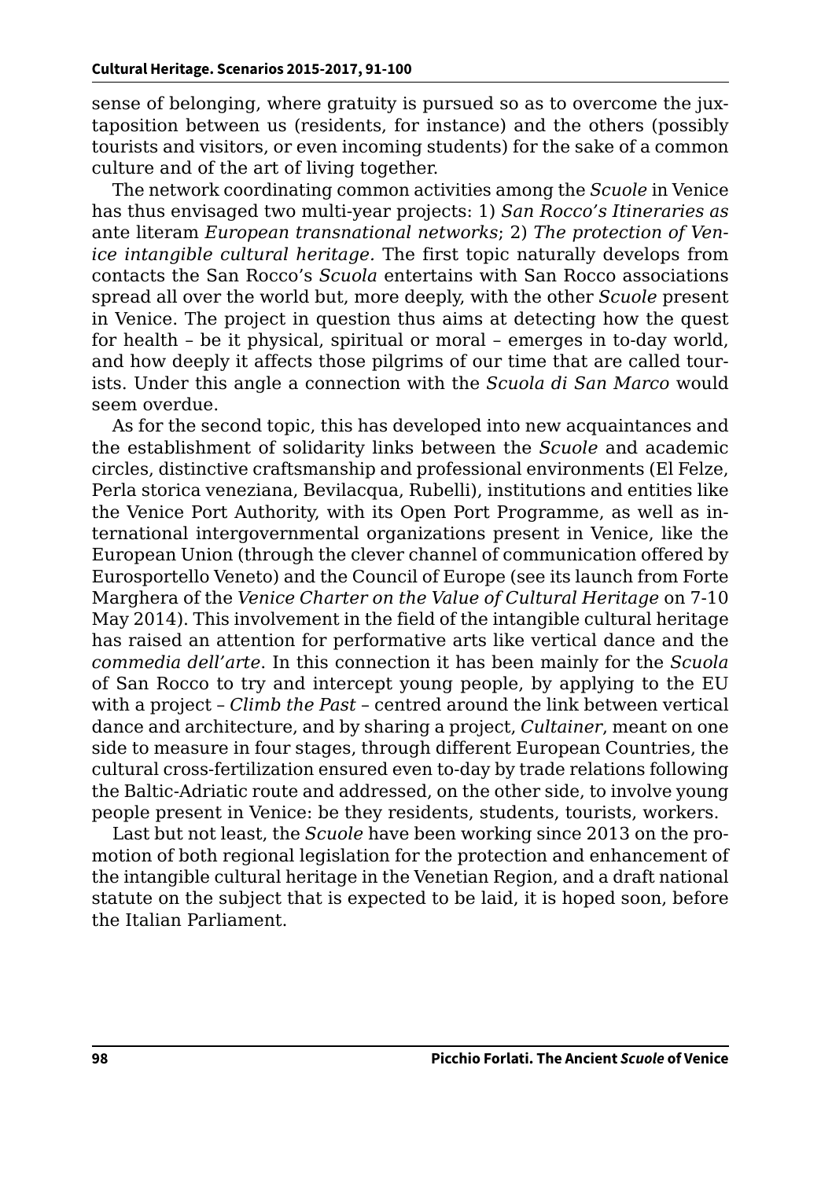sense of belonging, where gratuity is pursued so as to overcome the juxtaposition between us (residents, for instance) and the others (possibly tourists and visitors, or even incoming students) for the sake of a common culture and of the art of living together.

The network coordinating common activities among the *Scuole* in Venice has thus envisaged two multi-year projects: 1) *San Rocco's Itineraries as* ante literam *European transnational networks*; 2) *The protection of Venice intangible cultural heritage*. The first topic naturally develops from contacts the San Rocco's *Scuola* entertains with San Rocco associations spread all over the world but, more deeply, with the other *Scuole* present in Venice. The project in question thus aims at detecting how the quest for health – be it physical, spiritual or moral – emerges in to-day world, and how deeply it affects those pilgrims of our time that are called tourists. Under this angle a connection with the *Scuola di San Marco* would seem overdue.

As for the second topic, this has developed into new acquaintances and the establishment of solidarity links between the *Scuole* and academic circles, distinctive craftsmanship and professional environments (El Felze, Perla storica veneziana, Bevilacqua, Rubelli), institutions and entities like the Venice Port Authority, with its Open Port Programme, as well as international intergovernmental organizations present in Venice, like the European Union (through the clever channel of communication offered by Eurosportello Veneto) and the Council of Europe (see its launch from Forte Marghera of the *Venice Charter on the Value of Cultural Heritage* on 7-10 May 2014). This involvement in the field of the intangible cultural heritage has raised an attention for performative arts like vertical dance and the *commedia dell'arte*. In this connection it has been mainly for the *Scuola* of San Rocco to try and intercept young people, by applying to the EU with a project – *Climb the Past* – centred around the link between vertical dance and architecture, and by sharing a project, *Cultainer*, meant on one side to measure in four stages, through different European Countries, the cultural cross-fertilization ensured even to-day by trade relations following the Baltic-Adriatic route and addressed, on the other side, to involve young people present in Venice: be they residents, students, tourists, workers.

Last but not least, the *Scuole* have been working since 2013 on the promotion of both regional legislation for the protection and enhancement of the intangible cultural heritage in the Venetian Region, and a draft national statute on the subject that is expected to be laid, it is hoped soon, before the Italian Parliament.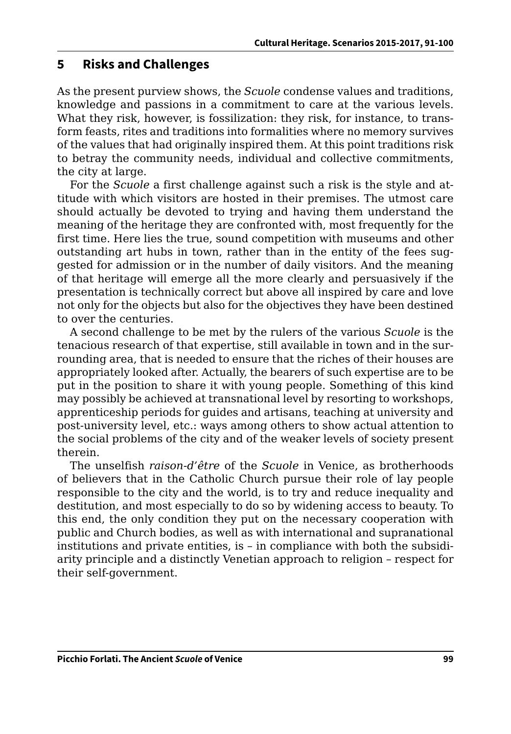## 5 Risks and Challenges

As the present purview shows, the *Scuole* condense values and traditions, knowledge and passions in a commitment to care at the various levels. What they risk, however, is fossilization: they risk, for instance, to transform feasts, rites and traditions into formalities where no memory survives of the values that had originally inspired them. At this point traditions risk to betray the community needs, individual and collective commitments, the city at large.

For the *Scuole* a first challenge against such a risk is the style and attitude with which visitors are hosted in their premises. The utmost care should actually be devoted to trying and having them understand the meaning of the heritage they are confronted with, most frequently for the first time. Here lies the true, sound competition with museums and other outstanding art hubs in town, rather than in the entity of the fees suggested for admission or in the number of daily visitors. And the meaning of that heritage will emerge all the more clearly and persuasively if the presentation is technically correct but above all inspired by care and love not only for the objects but also for the objectives they have been destined to over the centuries.

A second challenge to be met by the rulers of the various *Scuole* is the tenacious research of that expertise, still available in town and in the surrounding area, that is needed to ensure that the riches of their houses are appropriately looked after. Actually, the bearers of such expertise are to be put in the position to share it with young people. Something of this kind may possibly be achieved at transnational level by resorting to workshops, apprenticeship periods for guides and artisans, teaching at university and post-university level, etc.: ways among others to show actual attention to the social problems of the city and of the weaker levels of society present therein.

The unselfish *raison-d'être* of the *Scuole* in Venice, as brotherhoods of believers that in the Catholic Church pursue their role of lay people responsible to the city and the world, is to try and reduce inequality and destitution, and most especially to do so by widening access to beauty. To this end, the only condition they put on the necessary cooperation with public and Church bodies, as well as with international and supranational institutions and private entities, is – in compliance with both the subsidiarity principle and a distinctly Venetian approach to religion – respect for their self-government.